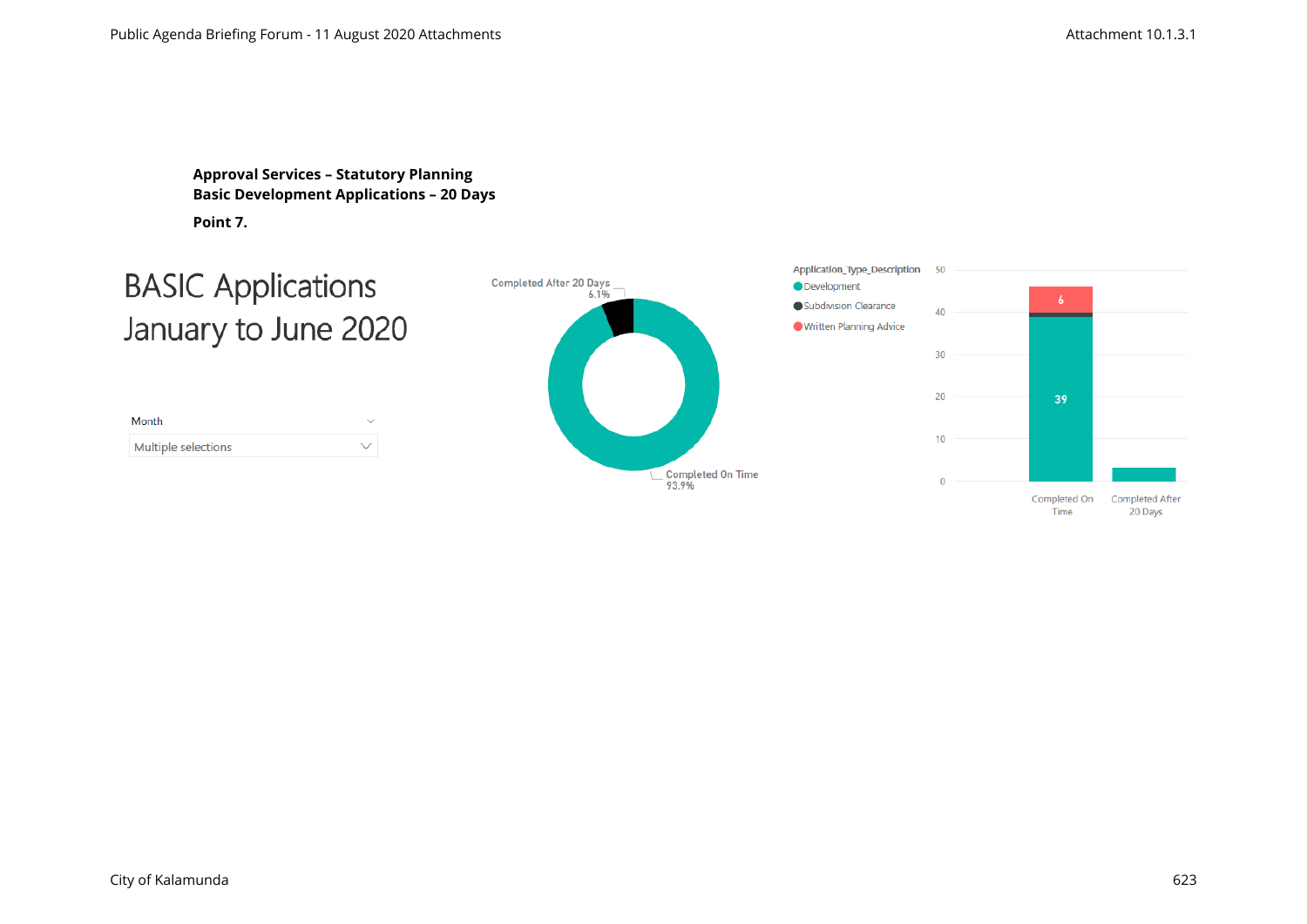**Approval Services – Statutory Planning**
**Basic Development Applications – 20 Days**

**Point 7.**

# BASIC Applications January to June 2020

Month

Multiple selections

Completed After 20 Days 6.1%

Completed On Time 93.9%

Application_Type_Description

- Development
- Subdivision Clearance
- Written Planning Advice

50
40
30
20
10
0

6

39

Completed On Time

Completed After 20 Days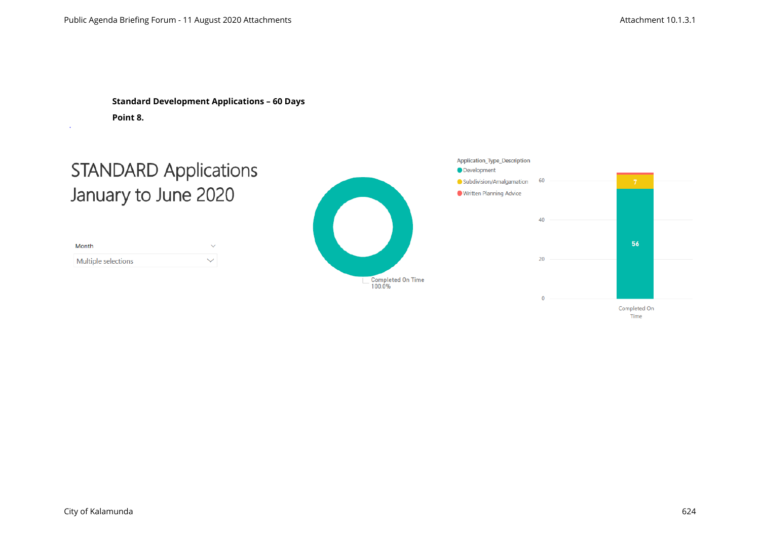**Standard Development Applications – 60 Days**

**Point 8.**

# STANDARD Applications January to June 2020

Month

Multiple selections

Completed On Time 100.0%

Application_Type_Description
- Development
- Subdivision/Amalgamation
- Written Planning Advice

| | Development | Subdivision/Amalgamation | Written Planning Advice |
|---|---|---|---|
| Completed On Time | 56 | 7 | |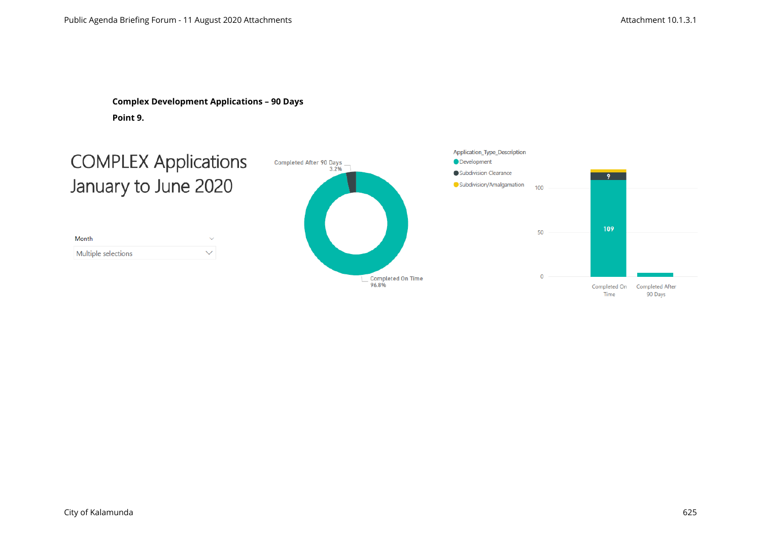**Complex Development Applications – 90 Days**

**Point 9.**

COMPLEX Applications
January to June 2020

Month

Multiple selections

Completed After 90 Days
3.2%

Completed On Time
96.8%

Application_Type_Description

- Development
- Subdivision Clearance
- Subdivision/Amalgamation

100

50

0

109

9

Completed On Time

Completed After 90 Days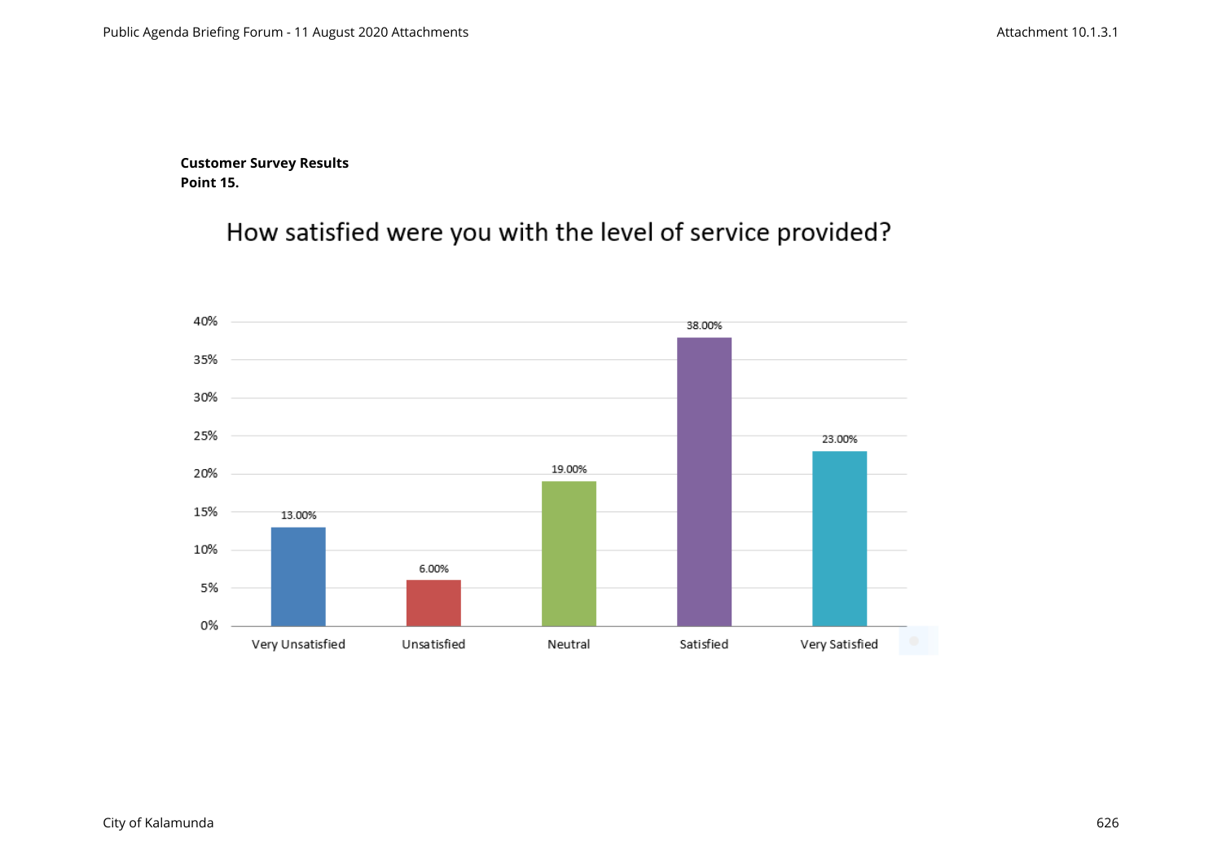**Customer Survey Results**
**Point 15.**

## How satisfied were you with the level of service provided?

| Response | Percentage |
|---|---|
| Very Unsatisfied | 13.00% |
| Unsatisfied | 6.00% |
| Neutral | 19.00% |
| Satisfied | 38.00% |
| Very Satisfied | 23.00% |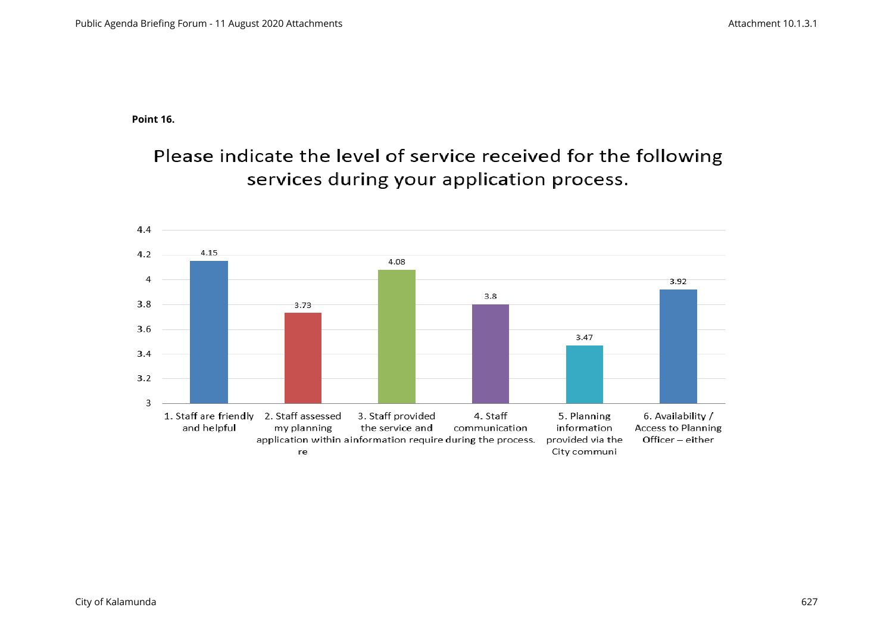**Point 16.**

## Please indicate the level of service received for the following services during your application process.

| Service | Rating |
| --- | --- |
| 1. Staff are friendly and helpful | 4.15 |
| 2. Staff assessed my planning application within a re | 3.73 |
| 3. Staff provided the service and information require | 4.08 |
| 4. Staff communication during the process. | 3.8 |
| 5. Planning information provided via the City communi | 3.47 |
| 6. Availability / Access to Planning Officer – either | 3.92 |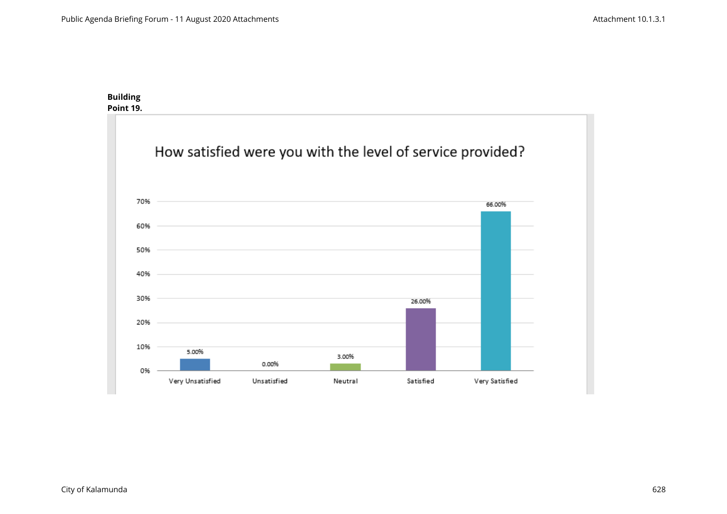**Building**
**Point 19.**

How satisfied were you with the level of service provided?

| Response | Percentage |
| --- | --- |
| Very Unsatisfied | 5.00% |
| Unsatisfied | 0.00% |
| Neutral | 3.00% |
| Satisfied | 26.00% |
| Very Satisfied | 66.00% |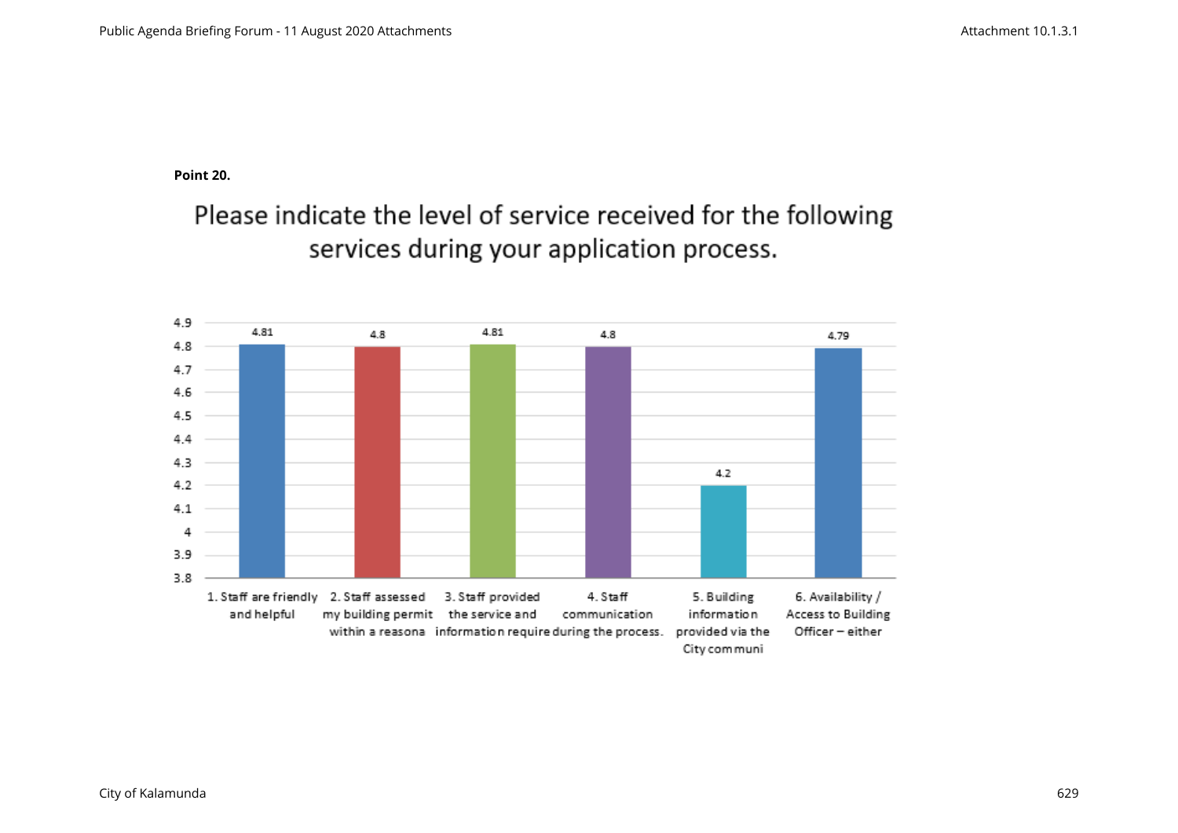**Point 20.**

## Please indicate the level of service received for the following services during your application process.

| Service | Rating |
| --- | --- |
| 1. Staff are friendly and helpful | 4.81 |
| 2. Staff assessed my building permit within a reasona | 4.8 |
| 3. Staff provided the service and information require | 4.81 |
| 4. Staff communication during the process. | 4.8 |
| 5. Building information provided via the City communi | 4.2 |
| 6. Availability / Access to Building Officer – either | 4.79 |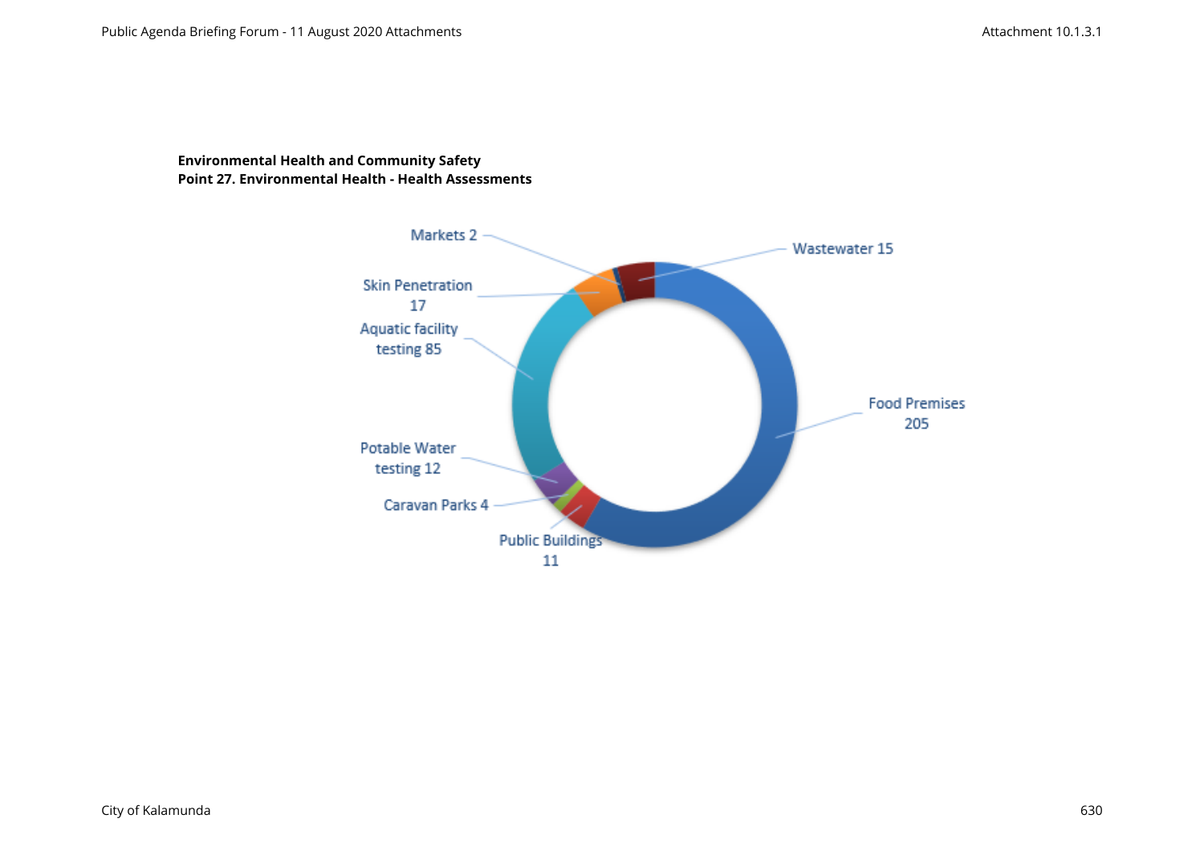**Environmental Health and Community Safety**
**Point 27. Environmental Health - Health Assessments**

Markets 2

Wastewater 15

Skin Penetration 17

Aquatic facility testing 85

Food Premises 205

Potable Water testing 12

Caravan Parks 4

Public Buildings 11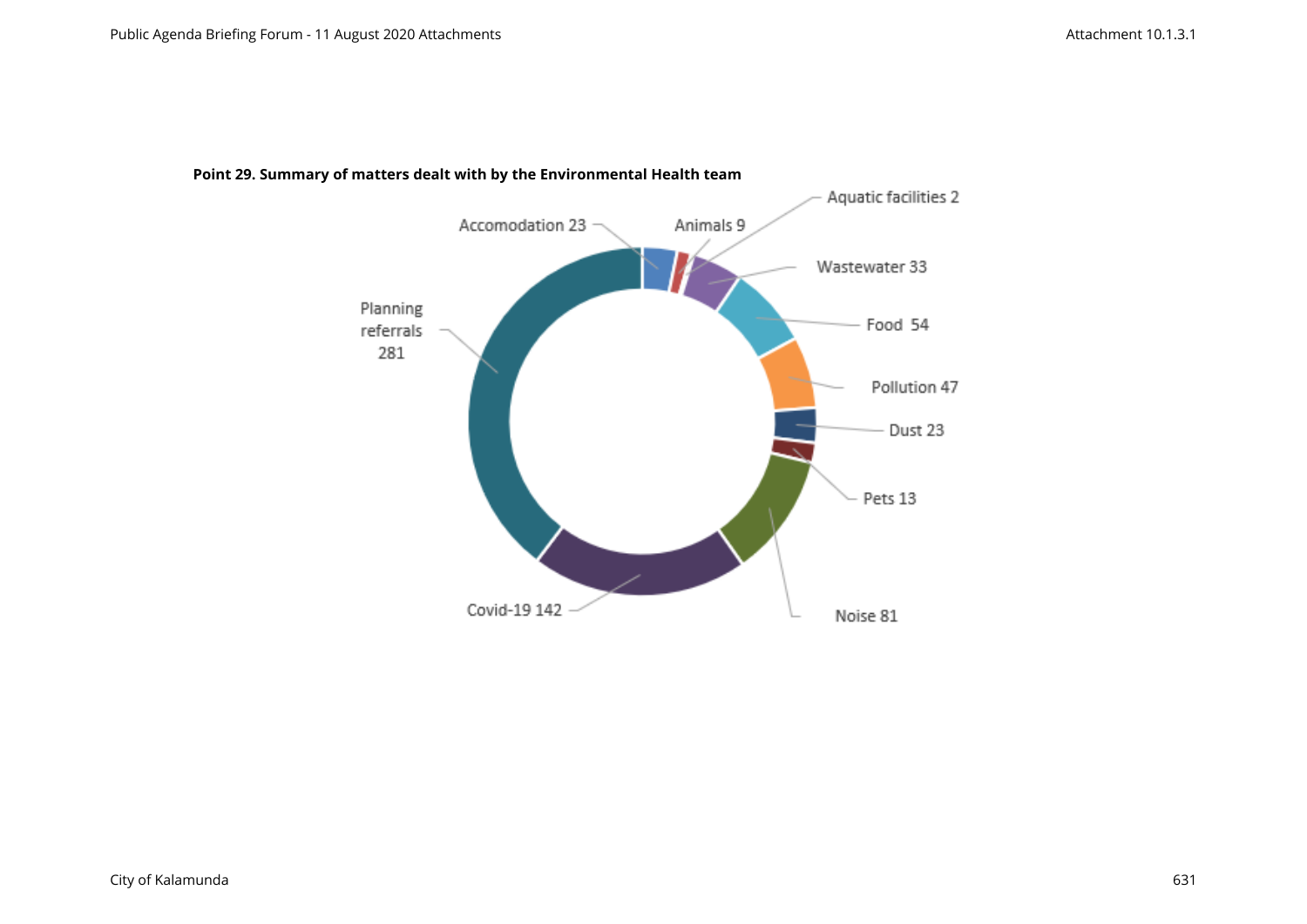**Point 29. Summary of matters dealt with by the Environmental Health team**

| Matter | Count |
| --- | --- |
| Accomodation | 23 |
| Animals | 9 |
| Aquatic facilities | 2 |
| Wastewater | 33 |
| Food | 54 |
| Pollution | 47 |
| Dust | 23 |
| Pets | 13 |
| Noise | 81 |
| Covid-19 | 142 |
| Planning referrals | 281 |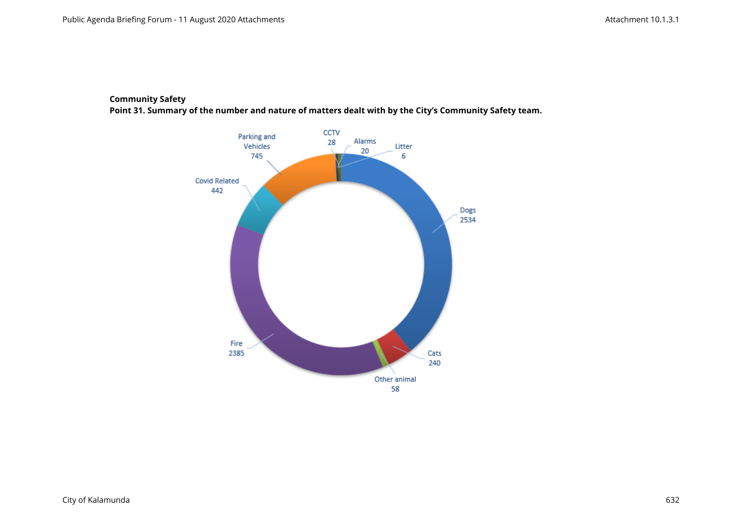**Community Safety**

**Point 31. Summary of the number and nature of matters dealt with by the City's Community Safety team.**

| Category | Number |
| --- | --- |
| Dogs | 2534 |
| Cats | 240 |
| Other animal | 58 |
| Fire | 2385 |
| Covid Related | 442 |
| Parking and Vehicles | 745 |
| CCTV | 28 |
| Alarms | 20 |
| Litter | 6 |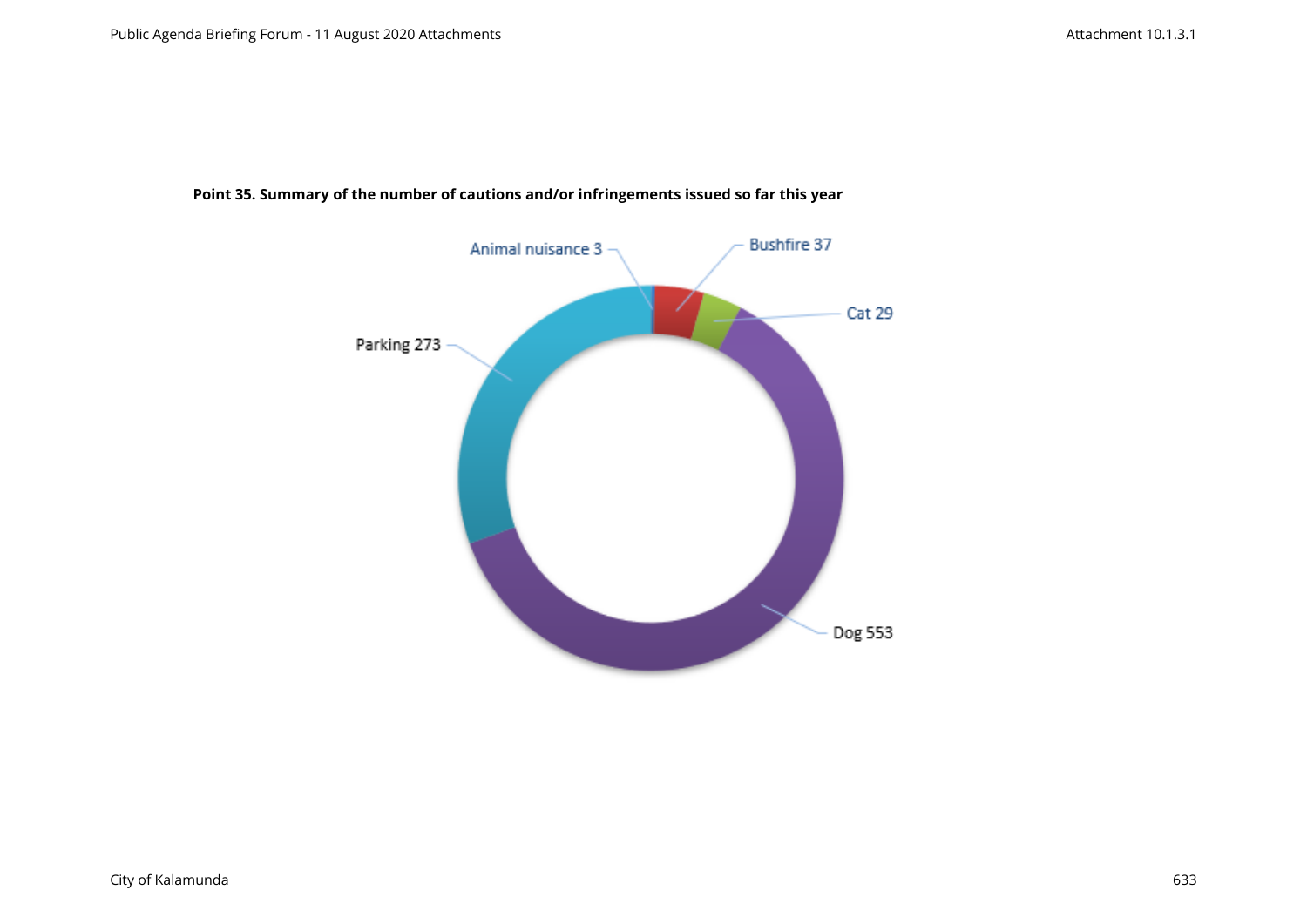**Point 35. Summary of the number of cautions and/or infringements issued so far this year**

Animal nuisance 3

Bushfire 37

Cat 29

Parking 273

Dog 553